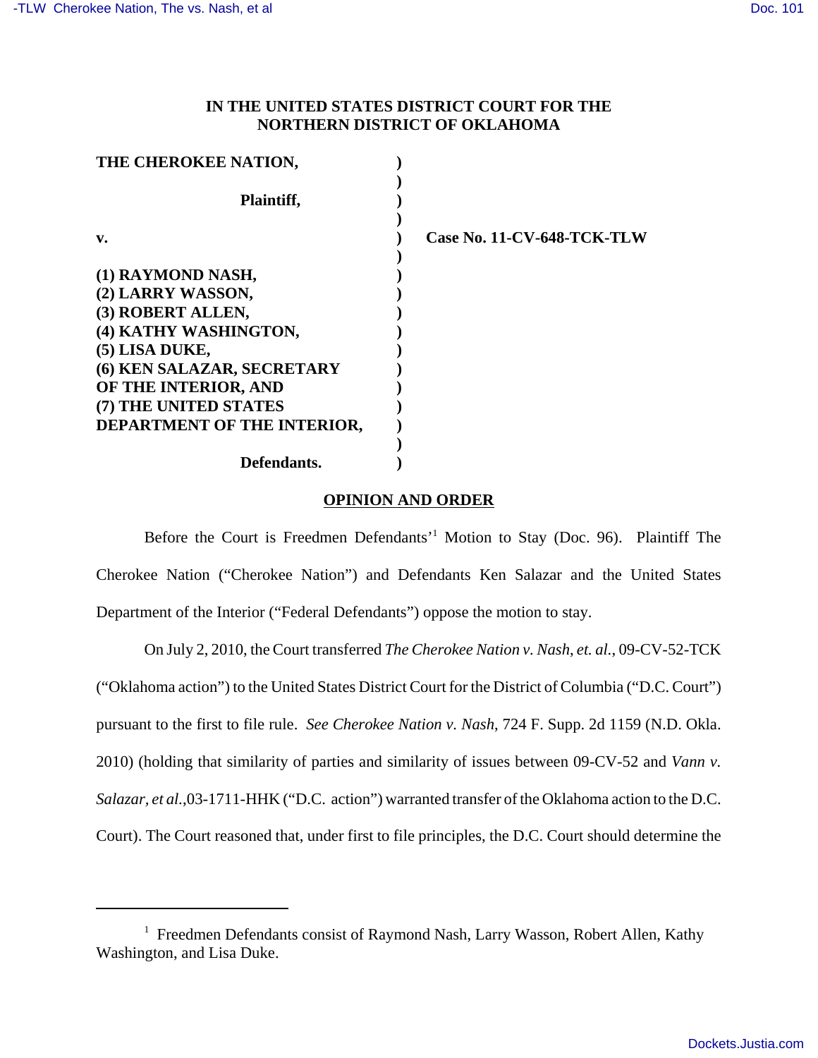**IN THE UNITED STATES DISTRICT COURT FOR THE NORTHERN DISTRICT OF OKLAHOMA**

**THE CHEROKEE NATION,**

**Plaintiff,**

**v.** **Case No. 11-CV-648-TCK-TLW**

**(1) RAYMOND NASH,**
**(2) LARRY WASSON,**
**(3) ROBERT ALLEN,**
**(4) KATHY WASHINGTON,**
**(5) LISA DUKE,**
**(6) KEN SALAZAR, SECRETARY OF THE INTERIOR, AND**
**(7) THE UNITED STATES DEPARTMENT OF THE INTERIOR,**

**Defendants.**

**OPINION AND ORDER**

Before the Court is Freedmen Defendants'[1] Motion to Stay (Doc. 96). Plaintiff The Cherokee Nation ("Cherokee Nation") and Defendants Ken Salazar and the United States Department of the Interior ("Federal Defendants") oppose the motion to stay.

On July 2, 2010, the Court transferred *The Cherokee Nation v. Nash*, *et. al.*, 09-CV-52-TCK ("Oklahoma action") to the United States District Court for the District of Columbia ("D.C. Court") pursuant to the first to file rule. *See Cherokee Nation v. Nash*, 724 F. Supp. 2d 1159 (N.D. Okla. 2010) (holding that similarity of parties and similarity of issues between 09-CV-52 and *Vann v. Salazar, et al.*,03-1711-HHK ("D.C. action") warranted transfer of the Oklahoma action to the D.C. Court). The Court reasoned that, under first to file principles, the D.C. Court should determine the

[1] Freedmen Defendants consist of Raymond Nash, Larry Wasson, Robert Allen, Kathy Washington, and Lisa Duke.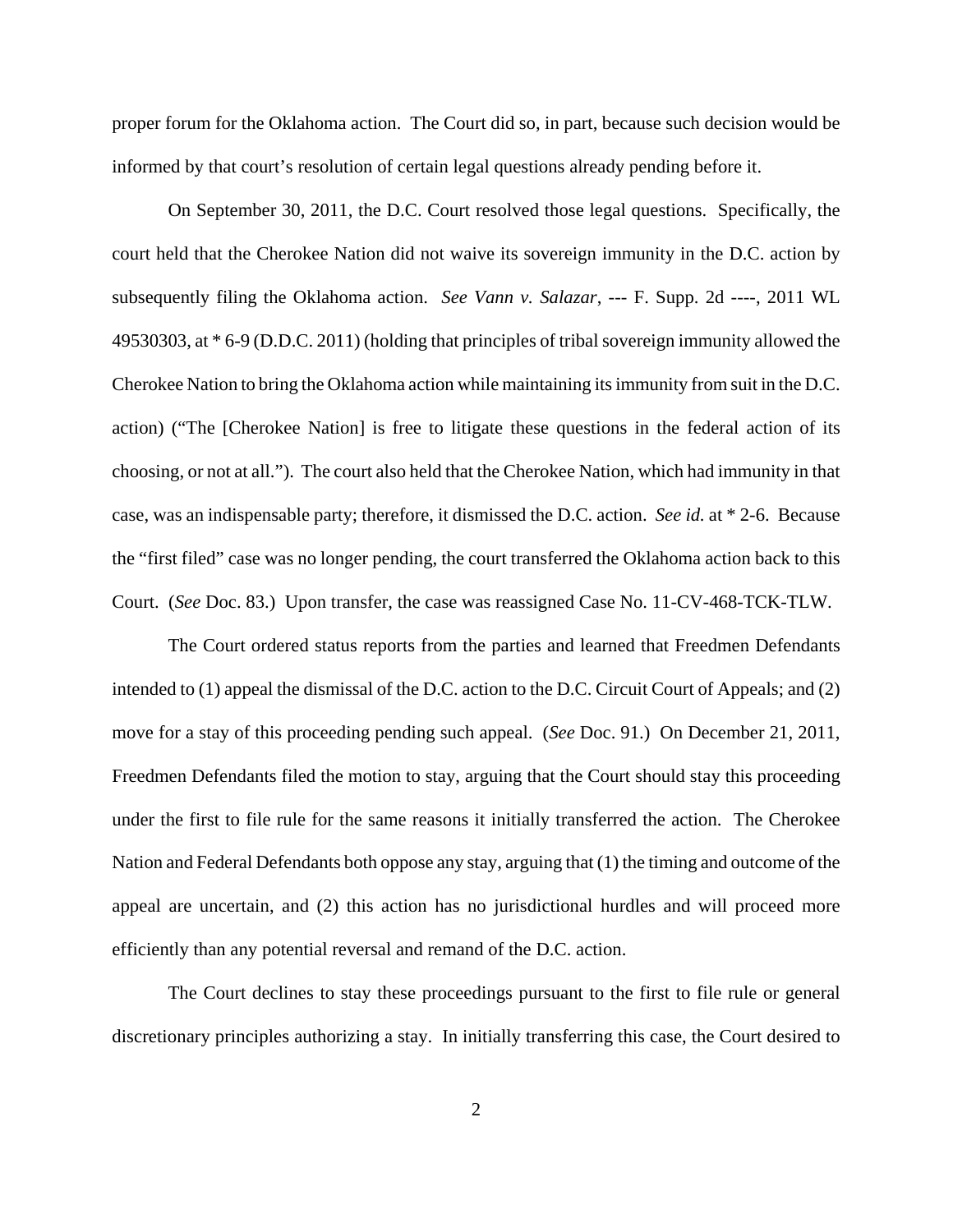proper forum for the Oklahoma action. The Court did so, in part, because such decision would be informed by that court's resolution of certain legal questions already pending before it.

On September 30, 2011, the D.C. Court resolved those legal questions. Specifically, the court held that the Cherokee Nation did not waive its sovereign immunity in the D.C. action by subsequently filing the Oklahoma action. *See Vann v. Salazar*, --- F. Supp. 2d ----, 2011 WL 49530303, at * 6-9 (D.D.C. 2011) (holding that principles of tribal sovereign immunity allowed the Cherokee Nation to bring the Oklahoma action while maintaining its immunity from suit in the D.C. action) ("The [Cherokee Nation] is free to litigate these questions in the federal action of its choosing, or not at all."). The court also held that the Cherokee Nation, which had immunity in that case, was an indispensable party; therefore, it dismissed the D.C. action. *See id.* at * 2-6. Because the "first filed" case was no longer pending, the court transferred the Oklahoma action back to this Court. (*See* Doc. 83.) Upon transfer, the case was reassigned Case No. 11-CV-468-TCK-TLW.

The Court ordered status reports from the parties and learned that Freedmen Defendants intended to (1) appeal the dismissal of the D.C. action to the D.C. Circuit Court of Appeals; and (2) move for a stay of this proceeding pending such appeal. (*See* Doc. 91.) On December 21, 2011, Freedmen Defendants filed the motion to stay, arguing that the Court should stay this proceeding under the first to file rule for the same reasons it initially transferred the action. The Cherokee Nation and Federal Defendants both oppose any stay, arguing that (1) the timing and outcome of the appeal are uncertain, and (2) this action has no jurisdictional hurdles and will proceed more efficiently than any potential reversal and remand of the D.C. action.

The Court declines to stay these proceedings pursuant to the first to file rule or general discretionary principles authorizing a stay. In initially transferring this case, the Court desired to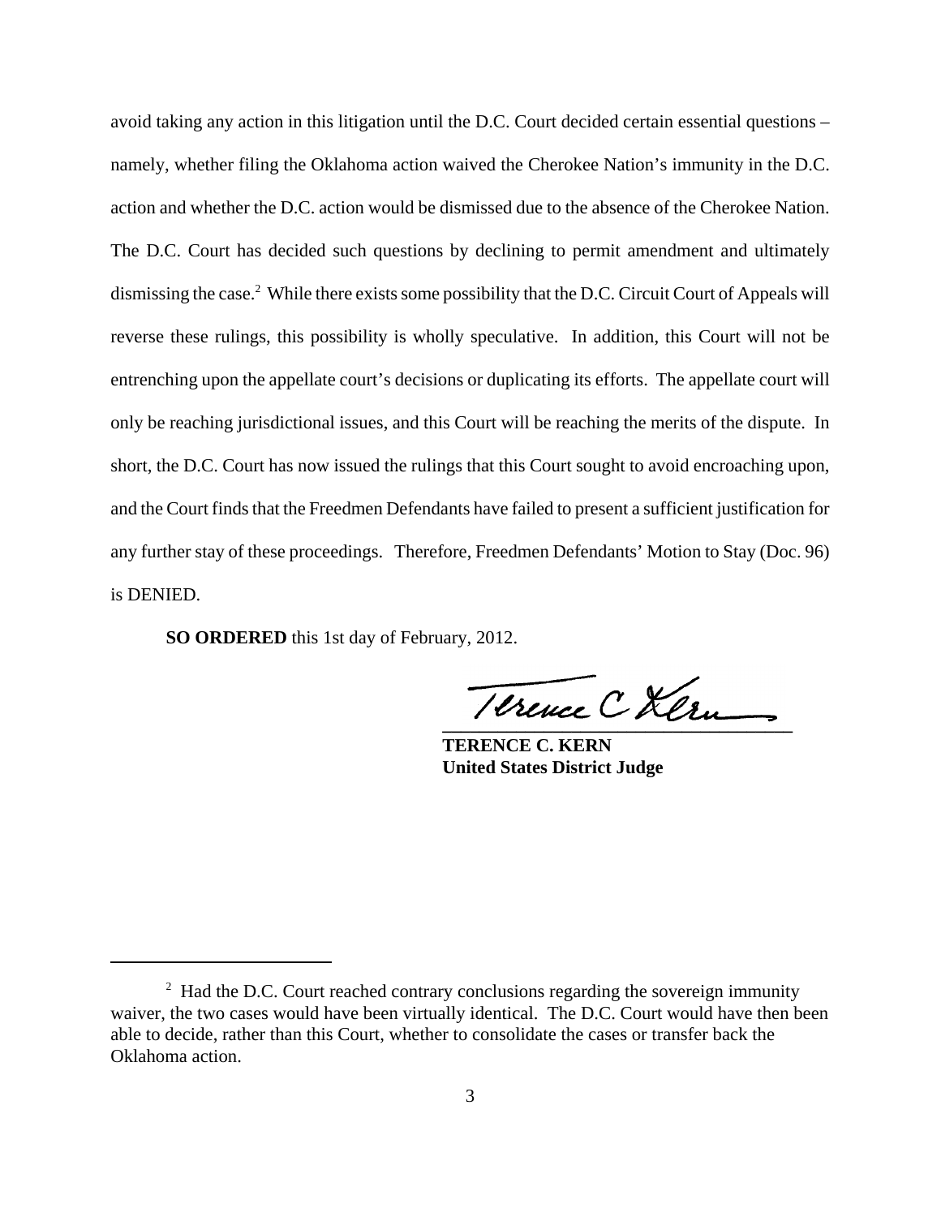avoid taking any action in this litigation until the D.C. Court decided certain essential questions – namely, whether filing the Oklahoma action waived the Cherokee Nation's immunity in the D.C. action and whether the D.C. action would be dismissed due to the absence of the Cherokee Nation. The D.C. Court has decided such questions by declining to permit amendment and ultimately dismissing the case.[2] While there exists some possibility that the D.C. Circuit Court of Appeals will reverse these rulings, this possibility is wholly speculative. In addition, this Court will not be entrenching upon the appellate court's decisions or duplicating its efforts. The appellate court will only be reaching jurisdictional issues, and this Court will be reaching the merits of the dispute. In short, the D.C. Court has now issued the rulings that this Court sought to avoid encroaching upon, and the Court finds that the Freedmen Defendants have failed to present a sufficient justification for any further stay of these proceedings. Therefore, Freedmen Defendants' Motion to Stay (Doc. 96) is DENIED.

**SO ORDERED** this 1st day of February, 2012.

**TERENCE C. KERN**
**United States District Judge**

---

[2] Had the D.C. Court reached contrary conclusions regarding the sovereign immunity waiver, the two cases would have been virtually identical. The D.C. Court would have then been able to decide, rather than this Court, whether to consolidate the cases or transfer back the Oklahoma action.